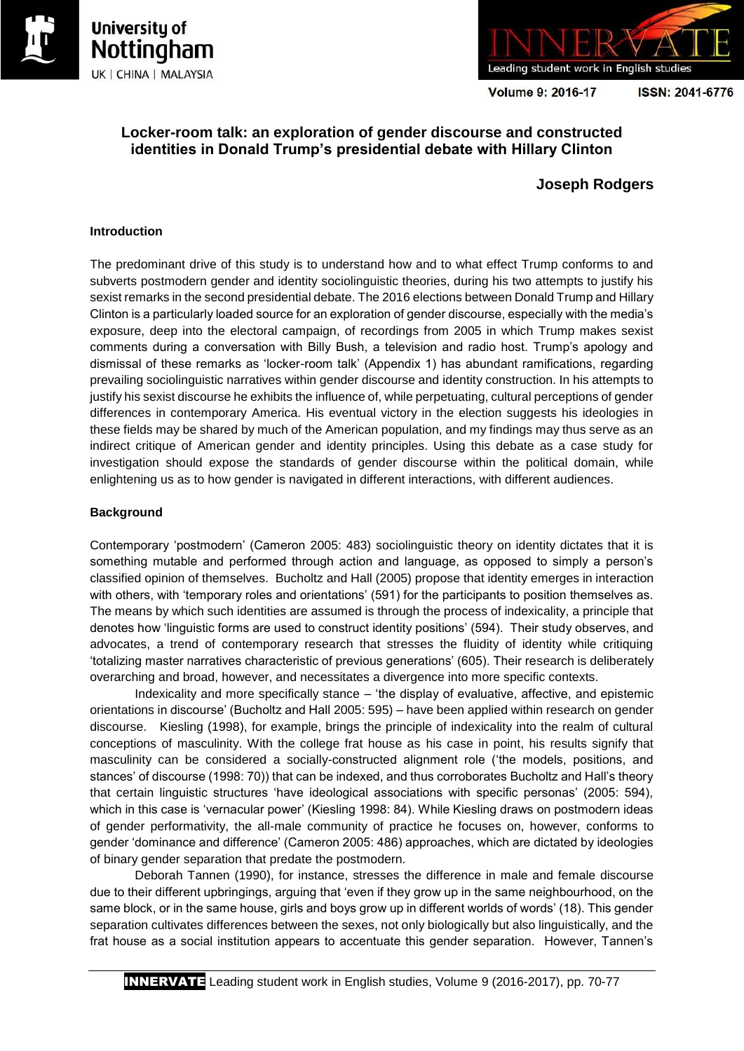# Locker-room talk: an exploration of gender discourse and constructed identities in Donald Trump's presidential debate with Hillary Clinton

**Joseph Rodgers**

## Introduction

The predominant drive of this study is to understand how and to what effect Trump conforms to and subverts postmodern gender and identity sociolinguistic theories, during his two attempts to justify his sexist remarks in the second presidential debate. The 2016 elections between Donald Trump and Hillary Clinton is a particularly loaded source for an exploration of gender discourse, especially with the media's exposure, deep into the electoral campaign, of recordings from 2005 in which Trump makes sexist comments during a conversation with Billy Bush, a television and radio host. Trump's apology and dismissal of these remarks as 'locker-room talk' (Appendix 1) has abundant ramifications, regarding prevailing sociolinguistic narratives within gender discourse and identity construction. In his attempts to justify his sexist discourse he exhibits the influence of, while perpetuating, cultural perceptions of gender differences in contemporary America. His eventual victory in the election suggests his ideologies in these fields may be shared by much of the American population, and my findings may thus serve as an indirect critique of American gender and identity principles. Using this debate as a case study for investigation should expose the standards of gender discourse within the political domain, while enlightening us as to how gender is navigated in different interactions, with different audiences.

## Background

Contemporary 'postmodern' (Cameron 2005: 483) sociolinguistic theory on identity dictates that it is something mutable and performed through action and language, as opposed to simply a person's classified opinion of themselves. Bucholtz and Hall (2005) propose that identity emerges in interaction with others, with 'temporary roles and orientations' (591) for the participants to position themselves as. The means by which such identities are assumed is through the process of indexicality, a principle that denotes how 'linguistic forms are used to construct identity positions' (594). Their study observes, and advocates, a trend of contemporary research that stresses the fluidity of identity while critiquing 'totalizing master narratives characteristic of previous generations' (605). Their research is deliberately overarching and broad, however, and necessitates a divergence into more specific contexts.

Indexicality and more specifically stance – 'the display of evaluative, affective, and epistemic orientations in discourse' (Bucholtz and Hall 2005: 595) – have been applied within research on gender discourse. Kiesling (1998), for example, brings the principle of indexicality into the realm of cultural conceptions of masculinity. With the college frat house as his case in point, his results signify that masculinity can be considered a socially-constructed alignment role ('the models, positions, and stances' of discourse (1998: 70)) that can be indexed, and thus corroborates Bucholtz and Hall's theory that certain linguistic structures 'have ideological associations with specific personas' (2005: 594), which in this case is 'vernacular power' (Kiesling 1998: 84). While Kiesling draws on postmodern ideas of gender performativity, the all-male community of practice he focuses on, however, conforms to gender 'dominance and difference' (Cameron 2005: 486) approaches, which are dictated by ideologies of binary gender separation that predate the postmodern.

Deborah Tannen (1990), for instance, stresses the difference in male and female discourse due to their different upbringings, arguing that 'even if they grow up in the same neighbourhood, on the same block, or in the same house, girls and boys grow up in different worlds of words' (18). This gender separation cultivates differences between the sexes, not only biologically but also linguistically, and the frat house as a social institution appears to accentuate this gender separation. However, Tannen's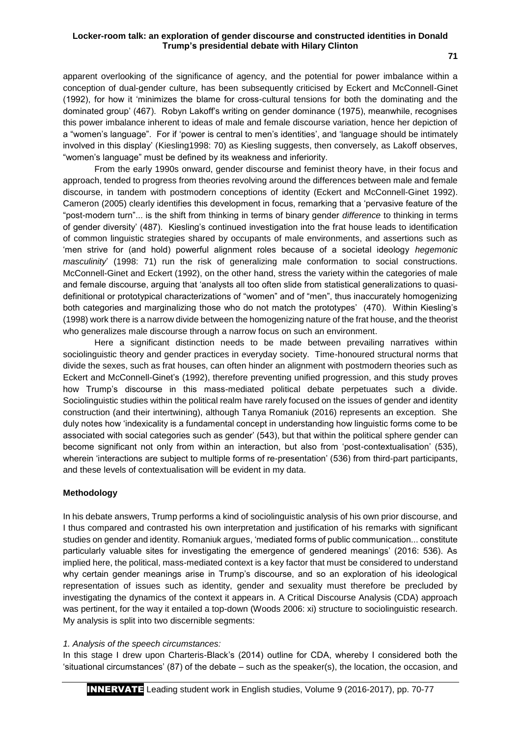apparent overlooking of the significance of agency, and the potential for power imbalance within a conception of dual-gender culture, has been subsequently criticised by Eckert and McConnell-Ginet (1992), for how it 'minimizes the blame for cross-cultural tensions for both the dominating and the dominated group' (467). Robyn Lakoff's writing on gender dominance (1975), meanwhile, recognises this power imbalance inherent to ideas of male and female discourse variation, hence her depiction of a "women's language". For if 'power is central to men's identities', and 'language should be intimately involved in this display' (Kiesling1998: 70) as Kiesling suggests, then conversely, as Lakoff observes, "women's language" must be defined by its weakness and inferiority.

From the early 1990s onward, gender discourse and feminist theory have, in their focus and approach, tended to progress from theories revolving around the differences between male and female discourse, in tandem with postmodern conceptions of identity (Eckert and McConnell-Ginet 1992). Cameron (2005) clearly identifies this development in focus, remarking that a 'pervasive feature of the "post-modern turn"... is the shift from thinking in terms of binary gender *difference* to thinking in terms of gender diversity' (487). Kiesling's continued investigation into the frat house leads to identification of common linguistic strategies shared by occupants of male environments, and assertions such as 'men strive for (and hold) powerful alignment roles because of a societal ideology *hegemonic masculinity*' (1998: 71) run the risk of generalizing male conformation to social constructions. McConnell-Ginet and Eckert (1992), on the other hand, stress the variety within the categories of male and female discourse, arguing that 'analysts all too often slide from statistical generalizations to quasi-definitional or prototypical characterizations of "women" and of "men", thus inaccurately homogenizing both categories and marginalizing those who do not match the prototypes' (470). Within Kiesling's (1998) work there is a narrow divide between the homogenizing nature of the frat house, and the theorist who generalizes male discourse through a narrow focus on such an environment.

Here a significant distinction needs to be made between prevailing narratives within sociolinguistic theory and gender practices in everyday society. Time-honoured structural norms that divide the sexes, such as frat houses, can often hinder an alignment with postmodern theories such as Eckert and McConnell-Ginet's (1992), therefore preventing unified progression, and this study proves how Trump's discourse in this mass-mediated political debate perpetuates such a divide. Sociolinguistic studies within the political realm have rarely focused on the issues of gender and identity construction (and their intertwining), although Tanya Romaniuk (2016) represents an exception. She duly notes how 'indexicality is a fundamental concept in understanding how linguistic forms come to be associated with social categories such as gender' (543), but that within the political sphere gender can become significant not only from within an interaction, but also from 'post-contextualisation' (535), wherein 'interactions are subject to multiple forms of re-presentation' (536) from third-part participants, and these levels of contextualisation will be evident in my data.

## Methodology

In his debate answers, Trump performs a kind of sociolinguistic analysis of his own prior discourse, and I thus compared and contrasted his own interpretation and justification of his remarks with significant studies on gender and identity. Romaniuk argues, 'mediated forms of public communication... constitute particularly valuable sites for investigating the emergence of gendered meanings' (2016: 536). As implied here, the political, mass-mediated context is a key factor that must be considered to understand why certain gender meanings arise in Trump's discourse, and so an exploration of his ideological representation of issues such as identity, gender and sexuality must therefore be precluded by investigating the dynamics of the context it appears in. A Critical Discourse Analysis (CDA) approach was pertinent, for the way it entailed a top-down (Woods 2006: xi) structure to sociolinguistic research. My analysis is split into two discernible segments:

*1. Analysis of the speech circumstances:*

In this stage I drew upon Charteris-Black's (2014) outline for CDA, whereby I considered both the 'situational circumstances' (87) of the debate – such as the speaker(s), the location, the occasion, and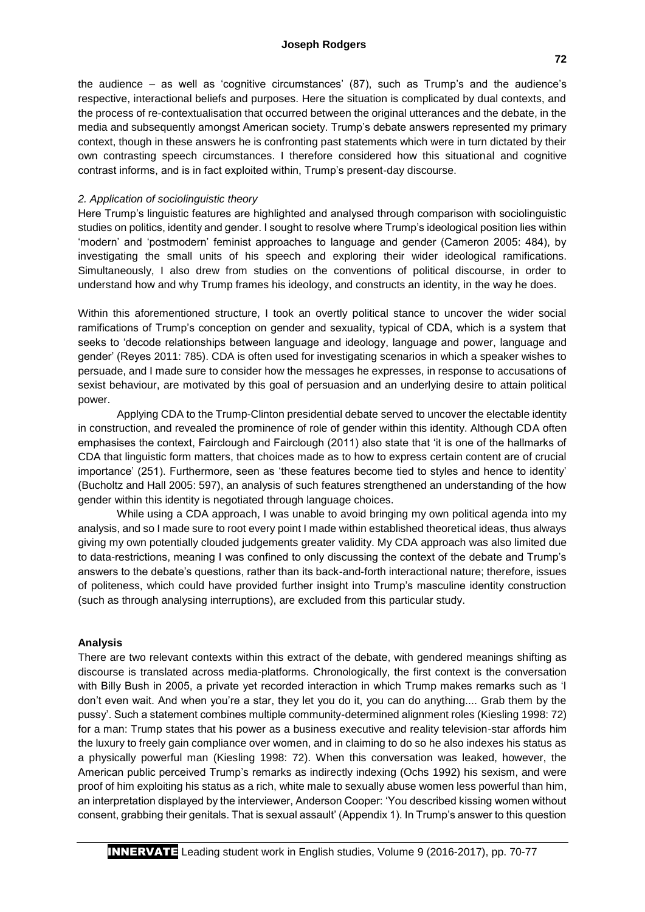the audience – as well as 'cognitive circumstances' (87), such as Trump's and the audience's respective, interactional beliefs and purposes. Here the situation is complicated by dual contexts, and the process of re-contextualisation that occurred between the original utterances and the debate, in the media and subsequently amongst American society. Trump's debate answers represented my primary context, though in these answers he is confronting past statements which were in turn dictated by their own contrasting speech circumstances. I therefore considered how this situational and cognitive contrast informs, and is in fact exploited within, Trump's present-day discourse.

*2. Application of sociolinguistic theory*

Here Trump's linguistic features are highlighted and analysed through comparison with sociolinguistic studies on politics, identity and gender. I sought to resolve where Trump's ideological position lies within 'modern' and 'postmodern' feminist approaches to language and gender (Cameron 2005: 484), by investigating the small units of his speech and exploring their wider ideological ramifications. Simultaneously, I also drew from studies on the conventions of political discourse, in order to understand how and why Trump frames his ideology, and constructs an identity, in the way he does.

Within this aforementioned structure, I took an overtly political stance to uncover the wider social ramifications of Trump's conception on gender and sexuality, typical of CDA, which is a system that seeks to 'decode relationships between language and ideology, language and power, language and gender' (Reyes 2011: 785). CDA is often used for investigating scenarios in which a speaker wishes to persuade, and I made sure to consider how the messages he expresses, in response to accusations of sexist behaviour, are motivated by this goal of persuasion and an underlying desire to attain political power.

Applying CDA to the Trump-Clinton presidential debate served to uncover the electable identity in construction, and revealed the prominence of role of gender within this identity. Although CDA often emphasises the context, Fairclough and Fairclough (2011) also state that 'it is one of the hallmarks of CDA that linguistic form matters, that choices made as to how to express certain content are of crucial importance' (251). Furthermore, seen as 'these features become tied to styles and hence to identity' (Bucholtz and Hall 2005: 597), an analysis of such features strengthened an understanding of the how gender within this identity is negotiated through language choices.

While using a CDA approach, I was unable to avoid bringing my own political agenda into my analysis, and so I made sure to root every point I made within established theoretical ideas, thus always giving my own potentially clouded judgements greater validity. My CDA approach was also limited due to data-restrictions, meaning I was confined to only discussing the context of the debate and Trump's answers to the debate's questions, rather than its back-and-forth interactional nature; therefore, issues of politeness, which could have provided further insight into Trump's masculine identity construction (such as through analysing interruptions), are excluded from this particular study.

**Analysis**

There are two relevant contexts within this extract of the debate, with gendered meanings shifting as discourse is translated across media-platforms. Chronologically, the first context is the conversation with Billy Bush in 2005, a private yet recorded interaction in which Trump makes remarks such as 'I don't even wait. And when you're a star, they let you do it, you can do anything.... Grab them by the pussy'. Such a statement combines multiple community-determined alignment roles (Kiesling 1998: 72) for a man: Trump states that his power as a business executive and reality television-star affords him the luxury to freely gain compliance over women, and in claiming to do so he also indexes his status as a physically powerful man (Kiesling 1998: 72). When this conversation was leaked, however, the American public perceived Trump's remarks as indirectly indexing (Ochs 1992) his sexism, and were proof of him exploiting his status as a rich, white male to sexually abuse women less powerful than him, an interpretation displayed by the interviewer, Anderson Cooper: 'You described kissing women without consent, grabbing their genitals. That is sexual assault' (Appendix 1). In Trump's answer to this question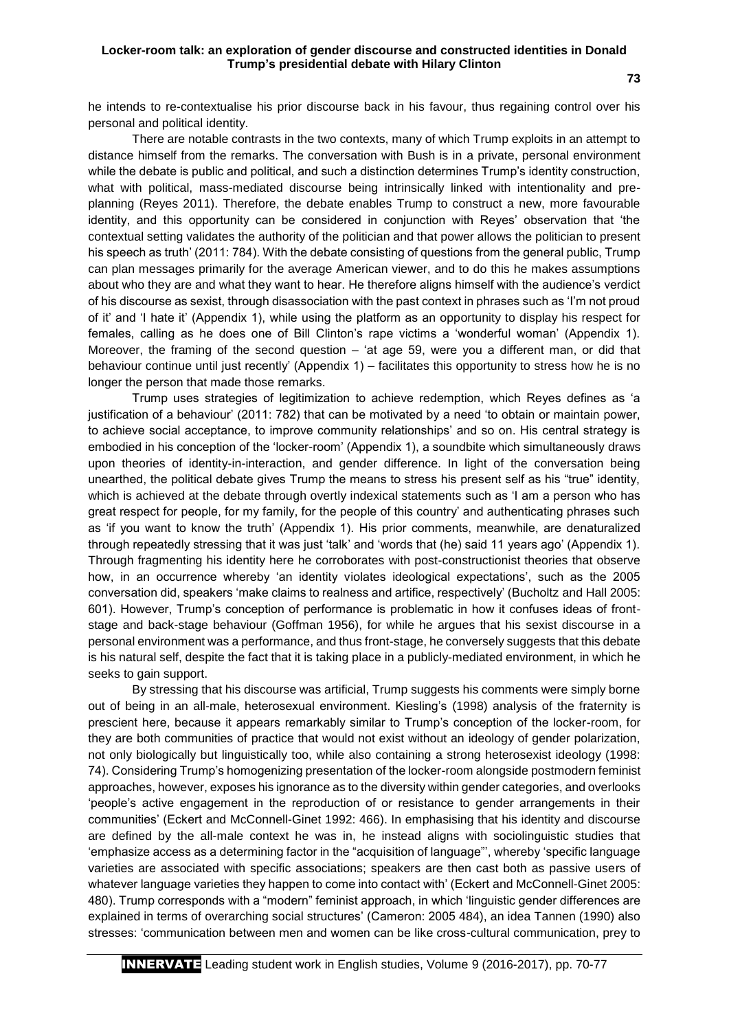he intends to re-contextualise his prior discourse back in his favour, thus regaining control over his personal and political identity.

There are notable contrasts in the two contexts, many of which Trump exploits in an attempt to distance himself from the remarks. The conversation with Bush is in a private, personal environment while the debate is public and political, and such a distinction determines Trump's identity construction, what with political, mass-mediated discourse being intrinsically linked with intentionality and pre-planning (Reyes 2011). Therefore, the debate enables Trump to construct a new, more favourable identity, and this opportunity can be considered in conjunction with Reyes' observation that 'the contextual setting validates the authority of the politician and that power allows the politician to present his speech as truth' (2011: 784). With the debate consisting of questions from the general public, Trump can plan messages primarily for the average American viewer, and to do this he makes assumptions about who they are and what they want to hear. He therefore aligns himself with the audience's verdict of his discourse as sexist, through disassociation with the past context in phrases such as 'I'm not proud of it' and 'I hate it' (Appendix 1), while using the platform as an opportunity to display his respect for females, calling as he does one of Bill Clinton's rape victims a 'wonderful woman' (Appendix 1). Moreover, the framing of the second question – 'at age 59, were you a different man, or did that behaviour continue until just recently' (Appendix 1) – facilitates this opportunity to stress how he is no longer the person that made those remarks.

Trump uses strategies of legitimization to achieve redemption, which Reyes defines as 'a justification of a behaviour' (2011: 782) that can be motivated by a need 'to obtain or maintain power, to achieve social acceptance, to improve community relationships' and so on. His central strategy is embodied in his conception of the 'locker-room' (Appendix 1), a soundbite which simultaneously draws upon theories of identity-in-interaction, and gender difference. In light of the conversation being unearthed, the political debate gives Trump the means to stress his present self as his "true" identity, which is achieved at the debate through overtly indexical statements such as 'I am a person who has great respect for people, for my family, for the people of this country' and authenticating phrases such as 'if you want to know the truth' (Appendix 1). His prior comments, meanwhile, are denaturalized through repeatedly stressing that it was just 'talk' and 'words that (he) said 11 years ago' (Appendix 1). Through fragmenting his identity here he corroborates with post-constructionist theories that observe how, in an occurrence whereby 'an identity violates ideological expectations', such as the 2005 conversation did, speakers 'make claims to realness and artifice, respectively' (Bucholtz and Hall 2005: 601). However, Trump's conception of performance is problematic in how it confuses ideas of front-stage and back-stage behaviour (Goffman 1956), for while he argues that his sexist discourse in a personal environment was a performance, and thus front-stage, he conversely suggests that this debate is his natural self, despite the fact that it is taking place in a publicly-mediated environment, in which he seeks to gain support.

By stressing that his discourse was artificial, Trump suggests his comments were simply borne out of being in an all-male, heterosexual environment. Kiesling's (1998) analysis of the fraternity is prescient here, because it appears remarkably similar to Trump's conception of the locker-room, for they are both communities of practice that would not exist without an ideology of gender polarization, not only biologically but linguistically too, while also containing a strong heterosexist ideology (1998: 74). Considering Trump's homogenizing presentation of the locker-room alongside postmodern feminist approaches, however, exposes his ignorance as to the diversity within gender categories, and overlooks 'people's active engagement in the reproduction of or resistance to gender arrangements in their communities' (Eckert and McConnell-Ginet 1992: 466). In emphasising that his identity and discourse are defined by the all-male context he was in, he instead aligns with sociolinguistic studies that 'emphasize access as a determining factor in the "acquisition of language"', whereby 'specific language varieties are associated with specific associations; speakers are then cast both as passive users of whatever language varieties they happen to come into contact with' (Eckert and McConnell-Ginet 2005: 480). Trump corresponds with a "modern" feminist approach, in which 'linguistic gender differences are explained in terms of overarching social structures' (Cameron: 2005 484), an idea Tannen (1990) also stresses: 'communication between men and women can be like cross-cultural communication, prey to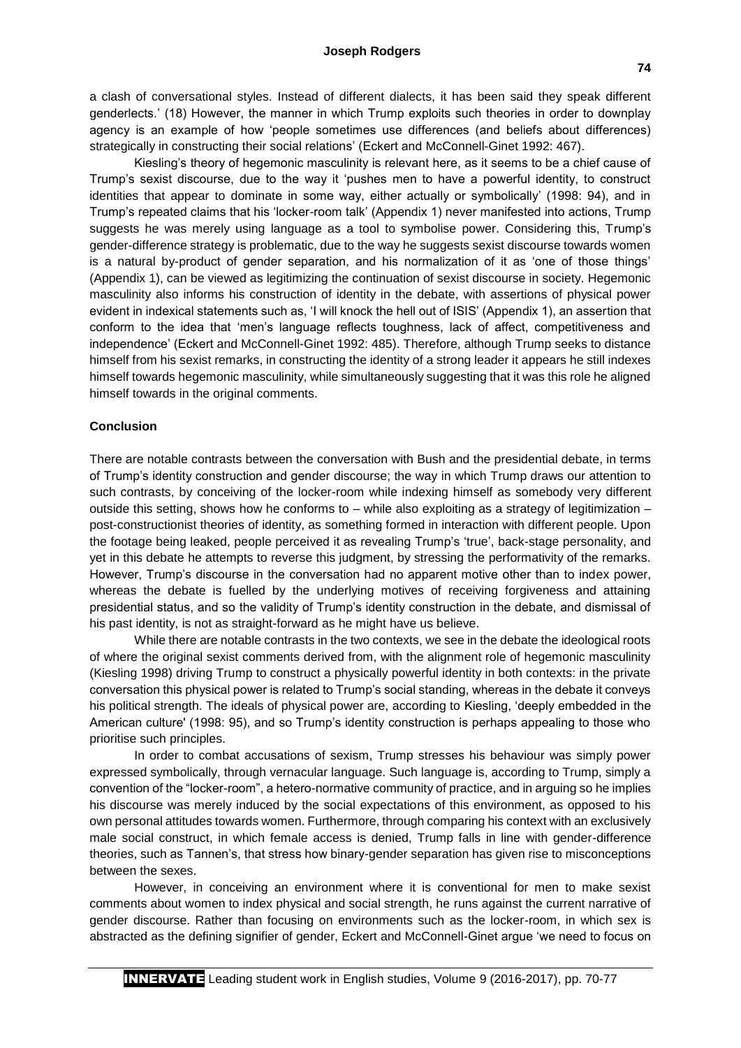a clash of conversational styles. Instead of different dialects, it has been said they speak different genderlects.' (18) However, the manner in which Trump exploits such theories in order to downplay agency is an example of how 'people sometimes use differences (and beliefs about differences) strategically in constructing their social relations' (Eckert and McConnell-Ginet 1992: 467).

Kiesling's theory of hegemonic masculinity is relevant here, as it seems to be a chief cause of Trump's sexist discourse, due to the way it 'pushes men to have a powerful identity, to construct identities that appear to dominate in some way, either actually or symbolically' (1998: 94), and in Trump's repeated claims that his 'locker-room talk' (Appendix 1) never manifested into actions, Trump suggests he was merely using language as a tool to symbolise power. Considering this, Trump's gender-difference strategy is problematic, due to the way he suggests sexist discourse towards women is a natural by-product of gender separation, and his normalization of it as 'one of those things' (Appendix 1), can be viewed as legitimizing the continuation of sexist discourse in society. Hegemonic masculinity also informs his construction of identity in the debate, with assertions of physical power evident in indexical statements such as, 'I will knock the hell out of ISIS' (Appendix 1), an assertion that conform to the idea that 'men's language reflects toughness, lack of affect, competitiveness and independence' (Eckert and McConnell-Ginet 1992: 485). Therefore, although Trump seeks to distance himself from his sexist remarks, in constructing the identity of a strong leader it appears he still indexes himself towards hegemonic masculinity, while simultaneously suggesting that it was this role he aligned himself towards in the original comments.

### Conclusion

There are notable contrasts between the conversation with Bush and the presidential debate, in terms of Trump's identity construction and gender discourse; the way in which Trump draws our attention to such contrasts, by conceiving of the locker-room while indexing himself as somebody very different outside this setting, shows how he conforms to – while also exploiting as a strategy of legitimization – post-constructionist theories of identity, as something formed in interaction with different people. Upon the footage being leaked, people perceived it as revealing Trump's 'true', back-stage personality, and yet in this debate he attempts to reverse this judgment, by stressing the performativity of the remarks. However, Trump's discourse in the conversation had no apparent motive other than to index power, whereas the debate is fuelled by the underlying motives of receiving forgiveness and attaining presidential status, and so the validity of Trump's identity construction in the debate, and dismissal of his past identity, is not as straight-forward as he might have us believe.

While there are notable contrasts in the two contexts, we see in the debate the ideological roots of where the original sexist comments derived from, with the alignment role of hegemonic masculinity (Kiesling 1998) driving Trump to construct a physically powerful identity in both contexts: in the private conversation this physical power is related to Trump's social standing, whereas in the debate it conveys his political strength. The ideals of physical power are, according to Kiesling, 'deeply embedded in the American culture' (1998: 95), and so Trump's identity construction is perhaps appealing to those who prioritise such principles.

In order to combat accusations of sexism, Trump stresses his behaviour was simply power expressed symbolically, through vernacular language. Such language is, according to Trump, simply a convention of the "locker-room", a hetero-normative community of practice, and in arguing so he implies his discourse was merely induced by the social expectations of this environment, as opposed to his own personal attitudes towards women. Furthermore, through comparing his context with an exclusively male social construct, in which female access is denied, Trump falls in line with gender-difference theories, such as Tannen's, that stress how binary-gender separation has given rise to misconceptions between the sexes.

However, in conceiving an environment where it is conventional for men to make sexist comments about women to index physical and social strength, he runs against the current narrative of gender discourse. Rather than focusing on environments such as the locker-room, in which sex is abstracted as the defining signifier of gender, Eckert and McConnell-Ginet argue 'we need to focus on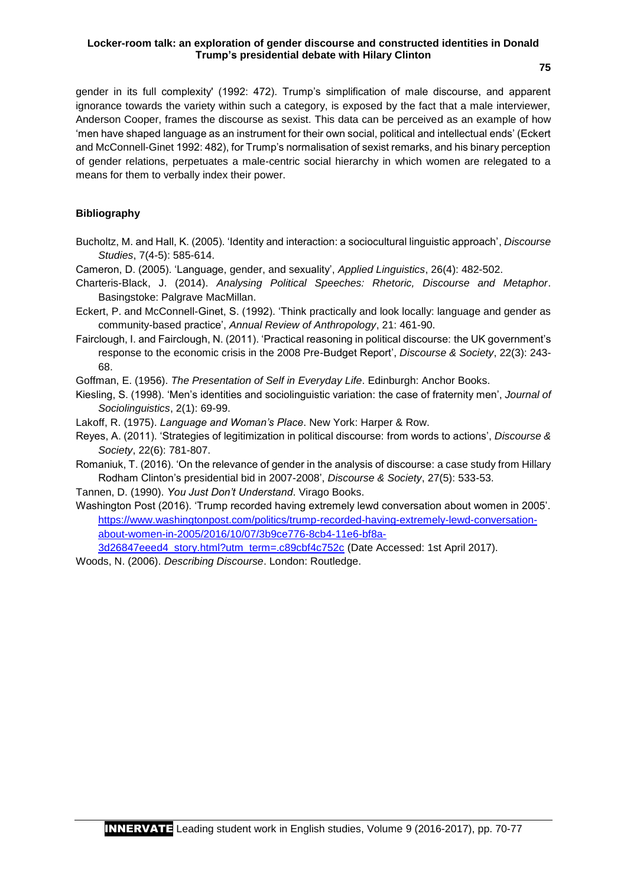gender in its full complexity' (1992: 472). Trump's simplification of male discourse, and apparent ignorance towards the variety within such a category, is exposed by the fact that a male interviewer, Anderson Cooper, frames the discourse as sexist. This data can be perceived as an example of how 'men have shaped language as an instrument for their own social, political and intellectual ends' (Eckert and McConnell-Ginet 1992: 482), for Trump's normalisation of sexist remarks, and his binary perception of gender relations, perpetuates a male-centric social hierarchy in which women are relegated to a means for them to verbally index their power.

**Bibliography**

Bucholtz, M. and Hall, K. (2005). 'Identity and interaction: a sociocultural linguistic approach', *Discourse Studies*, 7(4-5): 585-614.

Cameron, D. (2005). 'Language, gender, and sexuality', *Applied Linguistics*, 26(4): 482-502.

Charteris-Black, J. (2014). *Analysing Political Speeches: Rhetoric, Discourse and Metaphor*. Basingstoke: Palgrave MacMillan.

Eckert, P. and McConnell-Ginet, S. (1992). 'Think practically and look locally: language and gender as community-based practice', *Annual Review of Anthropology*, 21: 461-90.

Fairclough, I. and Fairclough, N. (2011). 'Practical reasoning in political discourse: the UK government's response to the economic crisis in the 2008 Pre-Budget Report', *Discourse & Society*, 22(3): 243-68.

Goffman, E. (1956). *The Presentation of Self in Everyday Life*. Edinburgh: Anchor Books.

Kiesling, S. (1998). 'Men's identities and sociolinguistic variation: the case of fraternity men', *Journal of Sociolinguistics*, 2(1): 69-99.

Lakoff, R. (1975). *Language and Woman's Place*. New York: Harper & Row.

Reyes, A. (2011). 'Strategies of legitimization in political discourse: from words to actions', *Discourse & Society*, 22(6): 781-807.

Romaniuk, T. (2016). 'On the relevance of gender in the analysis of discourse: a case study from Hillary Rodham Clinton's presidential bid in 2007-2008', *Discourse & Society*, 27(5): 533-53.

Tannen, D. (1990). *You Just Don't Understand*. Virago Books.

Washington Post (2016). 'Trump recorded having extremely lewd conversation about women in 2005'. https://www.washingtonpost.com/politics/trump-recorded-having-extremely-lewd-conversation-about-women-in-2005/2016/10/07/3b9ce776-8cb4-11e6-bf8a-3d26847eeed4_story.html?utm_term=.c89cbf4c752c (Date Accessed: 1st April 2017).

Woods, N. (2006). *Describing Discourse*. London: Routledge.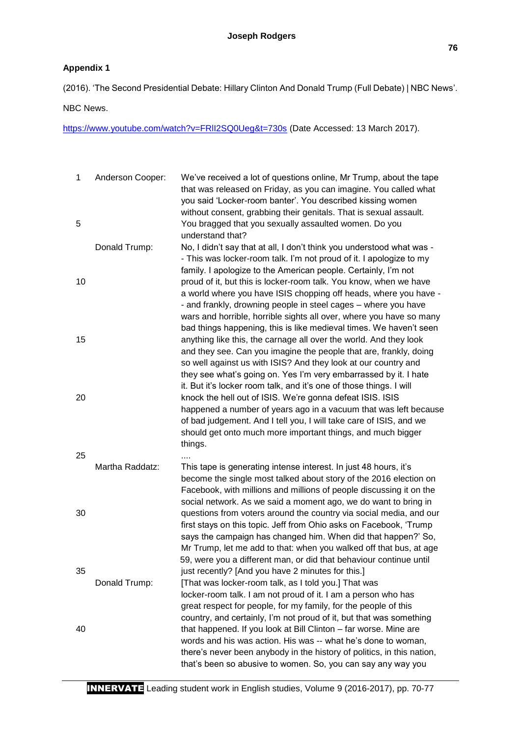## Appendix 1

(2016). 'The Second Presidential Debate: Hillary Clinton And Donald Trump (Full Debate) | NBC News'.

NBC News.

https://www.youtube.com/watch?v=FRII2SQ0Ueg&t=730s (Date Accessed: 13 March 2017).

| | | |
|---|---|---|
| 1 | Anderson Cooper: | We've received a lot of questions online, Mr Trump, about the tape that was released on Friday, as you can imagine. You called what you said 'Locker-room banter'. You described kissing women without consent, grabbing their genitals. That is sexual assault. |
| 5 | | You bragged that you sexually assaulted women. Do you understand that? |
| | Donald Trump: | No, I didn't say that at all, I don't think you understood what was - - This was locker-room talk. I'm not proud of it. I apologize to my family. I apologize to the American people. Certainly, I'm not |
| 10 | | proud of it, but this is locker-room talk. You know, when we have a world where you have ISIS chopping off heads, where you have - - and frankly, drowning people in steel cages – where you have wars and horrible, horrible sights all over, where you have so many bad things happening, this is like medieval times. We haven't seen |
| 15 | | anything like this, the carnage all over the world. And they look and they see. Can you imagine the people that are, frankly, doing so well against us with ISIS? And they look at our country and they see what's going on. Yes I'm very embarrassed by it. I hate it. But it's locker room talk, and it's one of those things. I will |
| 20 | | knock the hell out of ISIS. We're gonna defeat ISIS. ISIS happened a number of years ago in a vacuum that was left because of bad judgement. And I tell you, I will take care of ISIS, and we should get onto much more important things, and much bigger things. |
| 25 | | .... |
| | Martha Raddatz: | This tape is generating intense interest. In just 48 hours, it's become the single most talked about story of the 2016 election on Facebook, with millions and millions of people discussing it on the social network. As we said a moment ago, we do want to bring in |
| 30 | | questions from voters around the country via social media, and our first stays on this topic. Jeff from Ohio asks on Facebook, 'Trump says the campaign has changed him. When did that happen?' So, Mr Trump, let me add to that: when you walked off that bus, at age 59, were you a different man, or did that behaviour continue until |
| 35 | | just recently? [And you have 2 minutes for this.] |
| | Donald Trump: | [That was locker-room talk, as I told you.] That was locker-room talk. I am not proud of it. I am a person who has great respect for people, for my family, for the people of this country, and certainly, I'm not proud of it, but that was something |
| 40 | | that happened. If you look at Bill Clinton – far worse. Mine are words and his was action. His was -- what he's done to woman, there's never been anybody in the history of politics, in this nation, that's been so abusive to women. So, you can say any way you |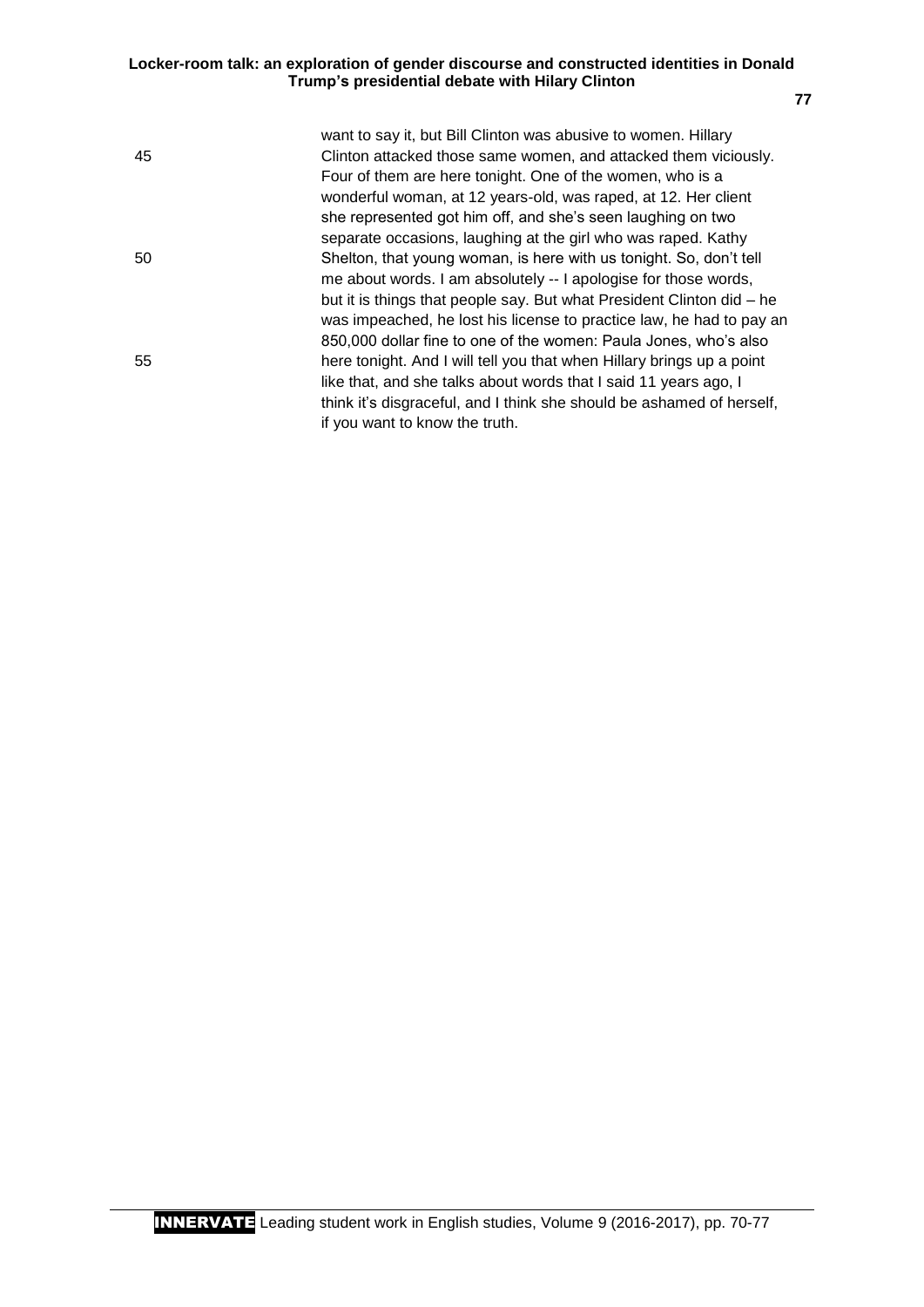45 want to say it, but Bill Clinton was abusive to women. Hillary Clinton attacked those same women, and attacked them viciously. Four of them are here tonight. One of the women, who is a wonderful woman, at 12 years-old, was raped, at 12. Her client she represented got him off, and she's seen laughing on two

50 separate occasions, laughing at the girl who was raped. Kathy Shelton, that young woman, is here with us tonight. So, don't tell me about words. I am absolutely -- I apologise for those words, but it is things that people say. But what President Clinton did – he was impeached, he lost his license to practice law, he had to pay an

55 850,000 dollar fine to one of the women: Paula Jones, who's also here tonight. And I will tell you that when Hillary brings up a point like that, and she talks about words that I said 11 years ago, I think it's disgraceful, and I think she should be ashamed of herself, if you want to know the truth.